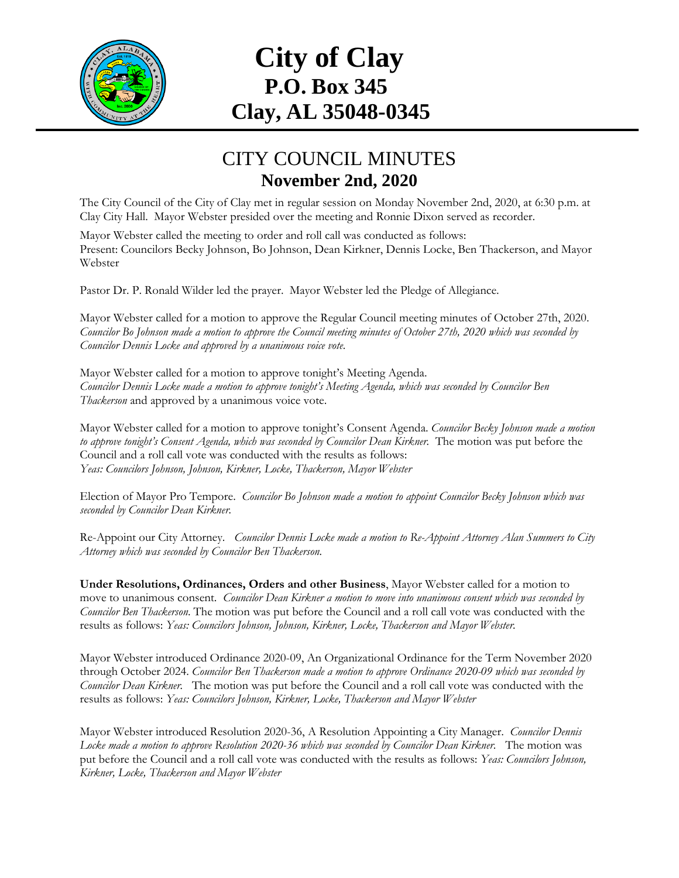# City of Clay
## P.O. Box 345
## Clay, AL 35048-0345

## CITY COUNCIL MINUTES
### November 2nd, 2020

The City Council of the City of Clay met in regular session on Monday November 2nd, 2020, at 6:30 p.m. at Clay City Hall. Mayor Webster presided over the meeting and Ronnie Dixon served as recorder.

Mayor Webster called the meeting to order and roll call was conducted as follows:
Present: Councilors Becky Johnson, Bo Johnson, Dean Kirkner, Dennis Locke, Ben Thackerson, and Mayor Webster

Pastor Dr. P. Ronald Wilder led the prayer. Mayor Webster led the Pledge of Allegiance.

Mayor Webster called for a motion to approve the Regular Council meeting minutes of October 27th, 2020. *Councilor Bo Johnson made a motion to approve the Council meeting minutes of October 27th, 2020 which was seconded by Councilor Dennis Locke and approved by a unanimous voice vote.*

Mayor Webster called for a motion to approve tonight's Meeting Agenda.
*Councilor Dennis Locke made a motion to approve tonight's Meeting Agenda, which was seconded by Councilor Ben Thackerson* and approved by a unanimous voice vote.

Mayor Webster called for a motion to approve tonight's Consent Agenda. *Councilor Becky Johnson made a motion to approve tonight's Consent Agenda, which was seconded by Councilor Dean Kirkner.* The motion was put before the Council and a roll call vote was conducted with the results as follows:
*Yeas: Councilors Johnson, Johnson, Kirkner, Locke, Thackerson, Mayor Webster*

Election of Mayor Pro Tempore. *Councilor Bo Johnson made a motion to appoint Councilor Becky Johnson which was seconded by Councilor Dean Kirkner.*

Re-Appoint our City Attorney. *Councilor Dennis Locke made a motion to Re-Appoint Attorney Alan Summers to City Attorney which was seconded by Councilor Ben Thackerson.*

**Under Resolutions, Ordinances, Orders and other Business**, Mayor Webster called for a motion to move to unanimous consent. *Councilor Dean Kirkner a motion to move into unanimous consent which was seconded by Councilor Ben Thackerson.* The motion was put before the Council and a roll call vote was conducted with the results as follows: *Yeas: Councilors Johnson, Johnson, Kirkner, Locke, Thackerson and Mayor Webster.*

Mayor Webster introduced Ordinance 2020-09, An Organizational Ordinance for the Term November 2020 through October 2024. *Councilor Ben Thackerson made a motion to approve Ordinance 2020-09 which was seconded by Councilor Dean Kirkner.* The motion was put before the Council and a roll call vote was conducted with the results as follows: *Yeas: Councilors Johnson, Kirkner, Locke, Thackerson and Mayor Webster*

Mayor Webster introduced Resolution 2020-36, A Resolution Appointing a City Manager. *Councilor Dennis Locke made a motion to approve Resolution 2020-36 which was seconded by Councilor Dean Kirkner.* The motion was put before the Council and a roll call vote was conducted with the results as follows: *Yeas: Councilors Johnson, Kirkner, Locke, Thackerson and Mayor Webster*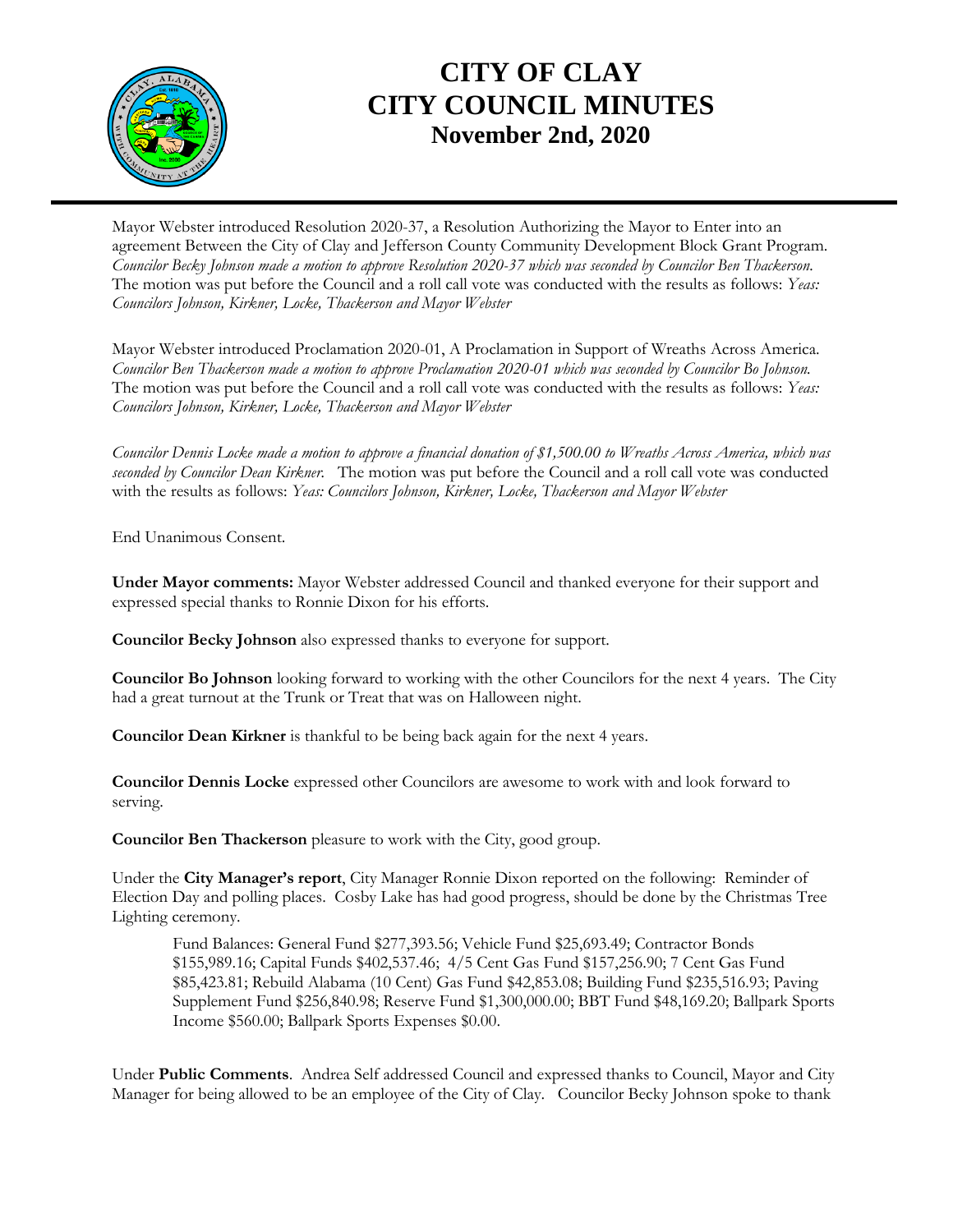# CITY OF CLAY
# CITY COUNCIL MINUTES
## November 2nd, 2020

Mayor Webster introduced Resolution 2020-37, a Resolution Authorizing the Mayor to Enter into an agreement Between the City of Clay and Jefferson County Community Development Block Grant Program. *Councilor Becky Johnson made a motion to approve Resolution 2020-37 which was seconded by Councilor Ben Thackerson.* The motion was put before the Council and a roll call vote was conducted with the results as follows: *Yeas: Councilors Johnson, Kirkner, Locke, Thackerson and Mayor Webster*

Mayor Webster introduced Proclamation 2020-01, A Proclamation in Support of Wreaths Across America. *Councilor Ben Thackerson made a motion to approve Proclamation 2020-01 which was seconded by Councilor Bo Johnson.* The motion was put before the Council and a roll call vote was conducted with the results as follows: *Yeas: Councilors Johnson, Kirkner, Locke, Thackerson and Mayor Webster*

*Councilor Dennis Locke made a motion to approve a financial donation of $1,500.00 to Wreaths Across America, which was seconded by Councilor Dean Kirkner.* The motion was put before the Council and a roll call vote was conducted with the results as follows: *Yeas: Councilors Johnson, Kirkner, Locke, Thackerson and Mayor Webster*

End Unanimous Consent.

**Under Mayor comments:** Mayor Webster addressed Council and thanked everyone for their support and expressed special thanks to Ronnie Dixon for his efforts.

**Councilor Becky Johnson** also expressed thanks to everyone for support.

**Councilor Bo Johnson** looking forward to working with the other Councilors for the next 4 years. The City had a great turnout at the Trunk or Treat that was on Halloween night.

**Councilor Dean Kirkner** is thankful to be being back again for the next 4 years.

**Councilor Dennis Locke** expressed other Councilors are awesome to work with and look forward to serving.

**Councilor Ben Thackerson** pleasure to work with the City, good group.

Under the **City Manager's report**, City Manager Ronnie Dixon reported on the following: Reminder of Election Day and polling places. Cosby Lake has had good progress, should be done by the Christmas Tree Lighting ceremony.

> Fund Balances: General Fund $277,393.56; Vehicle Fund $25,693.49; Contractor Bonds $155,989.16; Capital Funds $402,537.46; 4/5 Cent Gas Fund $157,256.90; 7 Cent Gas Fund $85,423.81; Rebuild Alabama (10 Cent) Gas Fund $42,853.08; Building Fund $235,516.93; Paving Supplement Fund $256,840.98; Reserve Fund $1,300,000.00; BBT Fund $48,169.20; Ballpark Sports Income $560.00; Ballpark Sports Expenses $0.00.

Under **Public Comments**. Andrea Self addressed Council and expressed thanks to Council, Mayor and City Manager for being allowed to be an employee of the City of Clay. Councilor Becky Johnson spoke to thank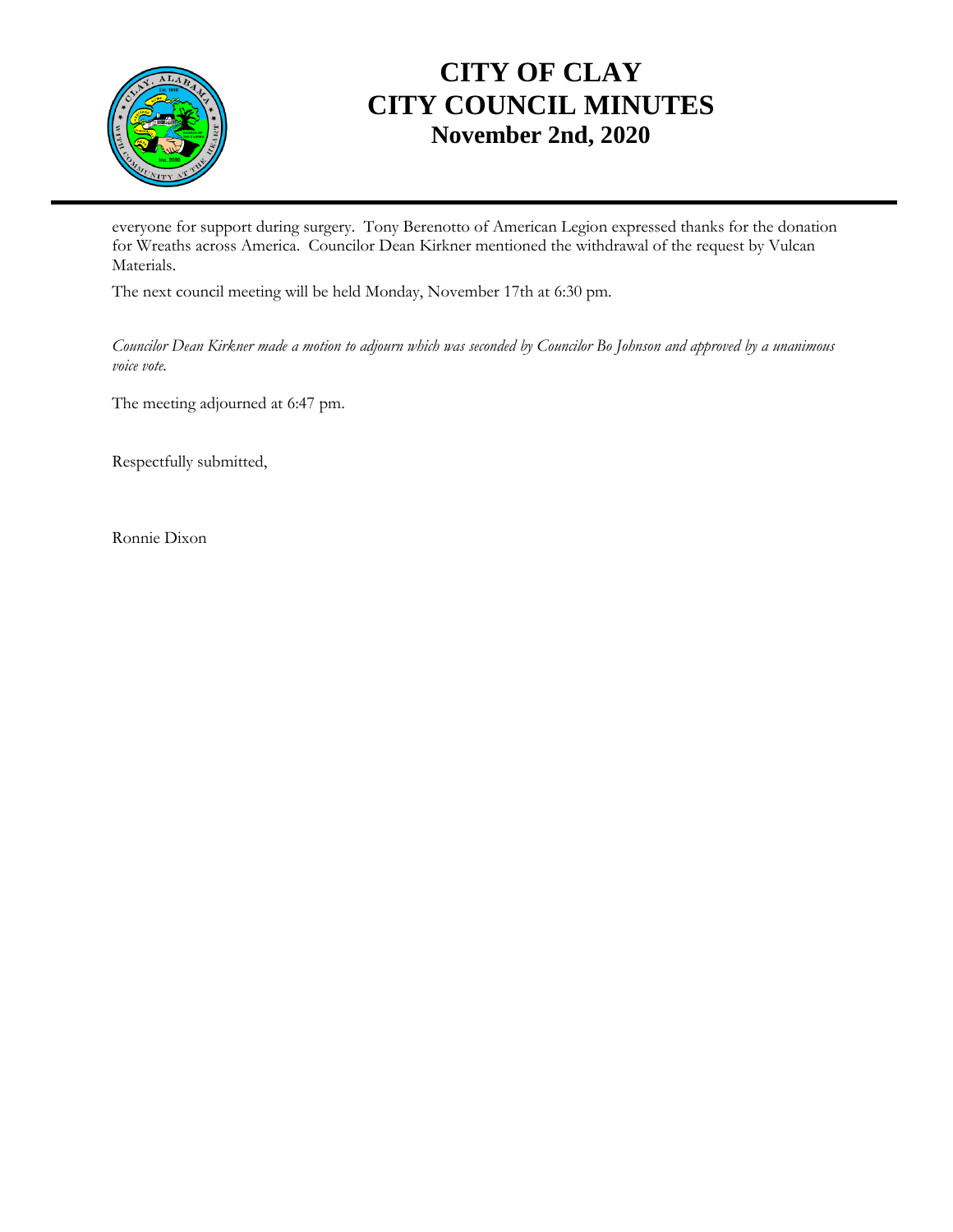everyone for support during surgery. Tony Berenotto of American Legion expressed thanks for the donation for Wreaths across America. Councilor Dean Kirkner mentioned the withdrawal of the request by Vulcan Materials.

The next council meeting will be held Monday, November 17th at 6:30 pm.

*Councilor Dean Kirkner made a motion to adjourn which was seconded by Councilor Bo Johnson and approved by a unanimous voice vote.*

The meeting adjourned at 6:47 pm.

Respectfully submitted,

Ronnie Dixon